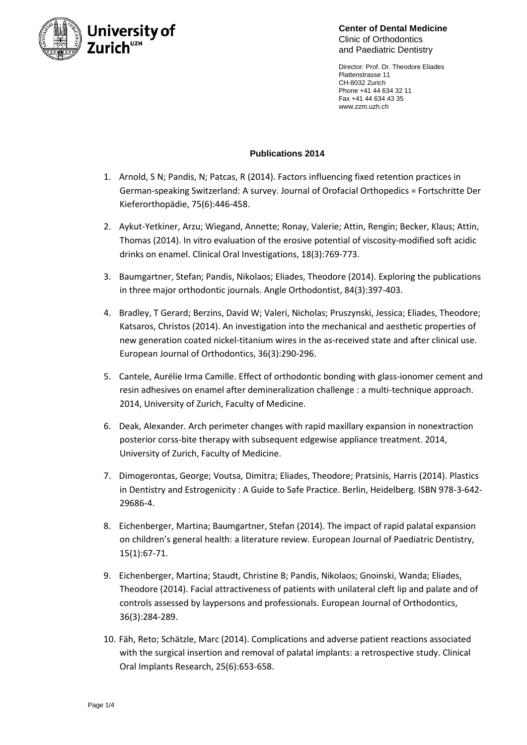University of Zurich[UZH]

**Center of Dental Medicine**
Clinic of Orthodontics
and Paediatric Dentistry

Director: Prof. Dr. Theodore Eliades
Plattenstrasse 11
CH-8032 Zurich
Phone +41 44 634 32 11
Fax +41 44 634 43 35
www.zzm.uzh.ch

**Publications 2014**

1. Arnold, S N; Pandis, N; Patcas, R (2014). Factors influencing fixed retention practices in German-speaking Switzerland: A survey. Journal of Orofacial Orthopedics = Fortschritte Der Kieferorthopädie, 75(6):446-458.

2. Aykut-Yetkiner, Arzu; Wiegand, Annette; Ronay, Valerie; Attin, Rengin; Becker, Klaus; Attin, Thomas (2014). In vitro evaluation of the erosive potential of viscosity-modified soft acidic drinks on enamel. Clinical Oral Investigations, 18(3):769-773.

3. Baumgartner, Stefan; Pandis, Nikolaos; Eliades, Theodore (2014). Exploring the publications in three major orthodontic journals. Angle Orthodontist, 84(3):397-403.

4. Bradley, T Gerard; Berzins, David W; Valeri, Nicholas; Pruszynski, Jessica; Eliades, Theodore; Katsaros, Christos (2014). An investigation into the mechanical and aesthetic properties of new generation coated nickel-titanium wires in the as-received state and after clinical use. European Journal of Orthodontics, 36(3):290-296.

5. Cantele, Aurélie Irma Camille. Effect of orthodontic bonding with glass-ionomer cement and resin adhesives on enamel after demineralization challenge : a multi-technique approach. 2014, University of Zurich, Faculty of Medicine.

6. Deak, Alexander. Arch perimeter changes with rapid maxillary expansion in nonextraction posterior corss-bite therapy with subsequent edgewise appliance treatment. 2014, University of Zurich, Faculty of Medicine.

7. Dimogerontas, George; Voutsa, Dimitra; Eliades, Theodore; Pratsinis, Harris (2014). Plastics in Dentistry and Estrogenicity : A Guide to Safe Practice. Berlin, Heidelberg. ISBN 978-3-642-29686-4.

8. Eichenberger, Martina; Baumgartner, Stefan (2014). The impact of rapid palatal expansion on children's general health: a literature review. European Journal of Paediatric Dentistry, 15(1):67-71.

9. Eichenberger, Martina; Staudt, Christine B; Pandis, Nikolaos; Gnoinski, Wanda; Eliades, Theodore (2014). Facial attractiveness of patients with unilateral cleft lip and palate and of controls assessed by laypersons and professionals. European Journal of Orthodontics, 36(3):284-289.

10. Fäh, Reto; Schätzle, Marc (2014). Complications and adverse patient reactions associated with the surgical insertion and removal of palatal implants: a retrospective study. Clinical Oral Implants Research, 25(6):653-658.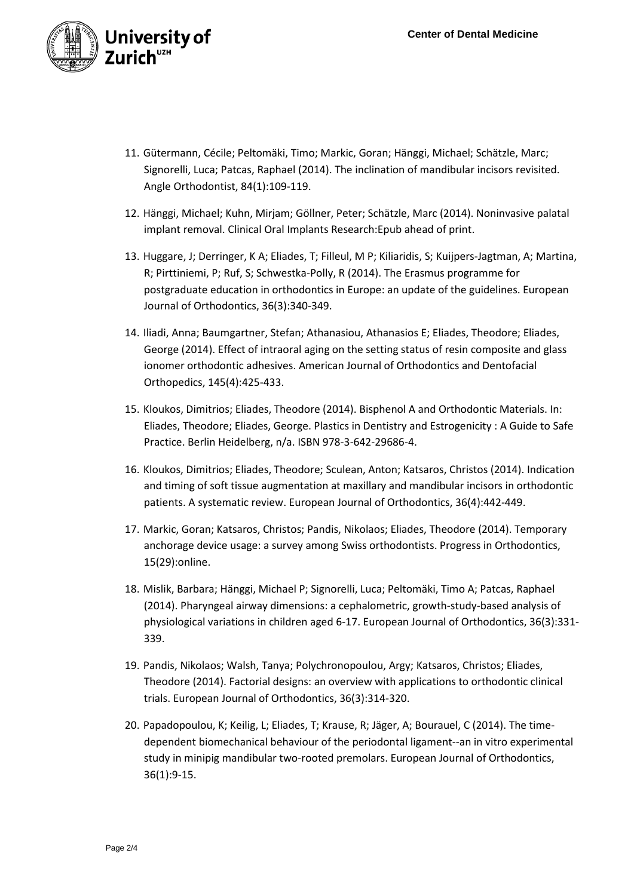11. Gütermann, Cécile; Peltomäki, Timo; Markic, Goran; Hänggi, Michael; Schätzle, Marc; Signorelli, Luca; Patcas, Raphael (2014). The inclination of mandibular incisors revisited. Angle Orthodontist, 84(1):109-119.

12. Hänggi, Michael; Kuhn, Mirjam; Göllner, Peter; Schätzle, Marc (2014). Noninvasive palatal implant removal. Clinical Oral Implants Research:Epub ahead of print.

13. Huggare, J; Derringer, K A; Eliades, T; Filleul, M P; Kiliaridis, S; Kuijpers-Jagtman, A; Martina, R; Pirttiniemi, P; Ruf, S; Schwestka-Polly, R (2014). The Erasmus programme for postgraduate education in orthodontics in Europe: an update of the guidelines. European Journal of Orthodontics, 36(3):340-349.

14. Iliadi, Anna; Baumgartner, Stefan; Athanasiou, Athanasios E; Eliades, Theodore; Eliades, George (2014). Effect of intraoral aging on the setting status of resin composite and glass ionomer orthodontic adhesives. American Journal of Orthodontics and Dentofacial Orthopedics, 145(4):425-433.

15. Kloukos, Dimitrios; Eliades, Theodore (2014). Bisphenol A and Orthodontic Materials. In: Eliades, Theodore; Eliades, George. Plastics in Dentistry and Estrogenicity : A Guide to Safe Practice. Berlin Heidelberg, n/a. ISBN 978-3-642-29686-4.

16. Kloukos, Dimitrios; Eliades, Theodore; Sculean, Anton; Katsaros, Christos (2014). Indication and timing of soft tissue augmentation at maxillary and mandibular incisors in orthodontic patients. A systematic review. European Journal of Orthodontics, 36(4):442-449.

17. Markic, Goran; Katsaros, Christos; Pandis, Nikolaos; Eliades, Theodore (2014). Temporary anchorage device usage: a survey among Swiss orthodontists. Progress in Orthodontics, 15(29):online.

18. Mislik, Barbara; Hänggi, Michael P; Signorelli, Luca; Peltomäki, Timo A; Patcas, Raphael (2014). Pharyngeal airway dimensions: a cephalometric, growth-study-based analysis of physiological variations in children aged 6-17. European Journal of Orthodontics, 36(3):331-339.

19. Pandis, Nikolaos; Walsh, Tanya; Polychronopoulou, Argy; Katsaros, Christos; Eliades, Theodore (2014). Factorial designs: an overview with applications to orthodontic clinical trials. European Journal of Orthodontics, 36(3):314-320.

20. Papadopoulou, K; Keilig, L; Eliades, T; Krause, R; Jäger, A; Bourauel, C (2014). The time-dependent biomechanical behaviour of the periodontal ligament--an in vitro experimental study in minipig mandibular two-rooted premolars. European Journal of Orthodontics, 36(1):9-15.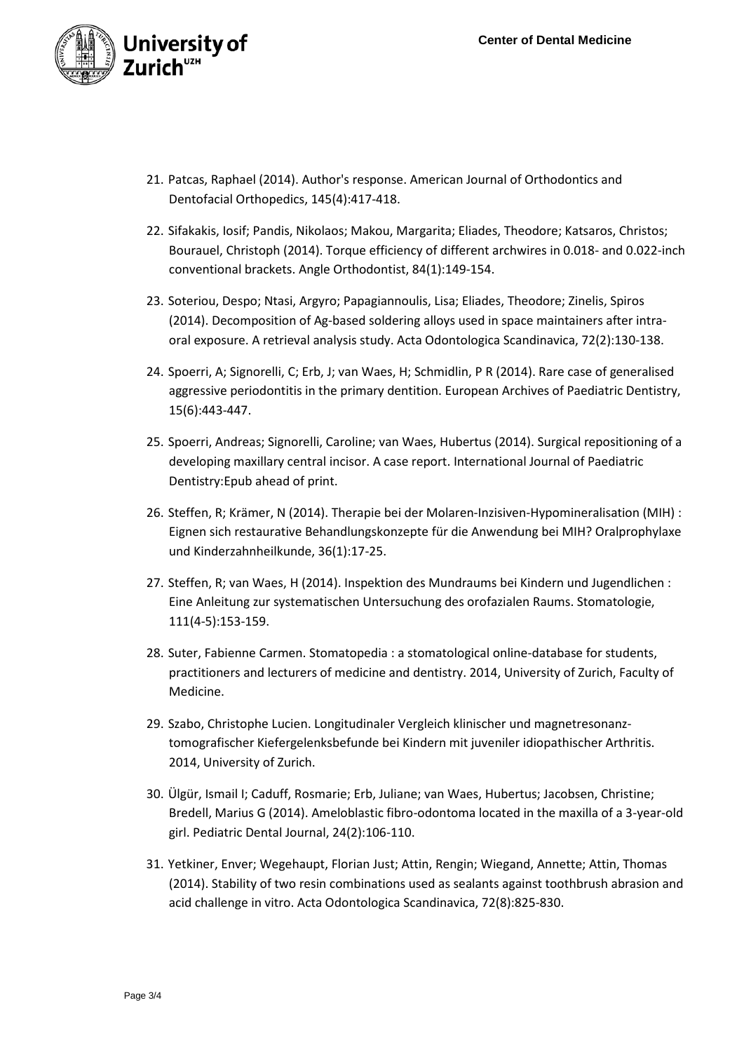21. Patcas, Raphael (2014). Author's response. American Journal of Orthodontics and Dentofacial Orthopedics, 145(4):417-418.

22. Sifakakis, Iosif; Pandis, Nikolaos; Makou, Margarita; Eliades, Theodore; Katsaros, Christos; Bourauel, Christoph (2014). Torque efficiency of different archwires in 0.018- and 0.022-inch conventional brackets. Angle Orthodontist, 84(1):149-154.

23. Soteriou, Despo; Ntasi, Argyro; Papagiannoulis, Lisa; Eliades, Theodore; Zinelis, Spiros (2014). Decomposition of Ag-based soldering alloys used in space maintainers after intra-oral exposure. A retrieval analysis study. Acta Odontologica Scandinavica, 72(2):130-138.

24. Spoerri, A; Signorelli, C; Erb, J; van Waes, H; Schmidlin, P R (2014). Rare case of generalised aggressive periodontitis in the primary dentition. European Archives of Paediatric Dentistry, 15(6):443-447.

25. Spoerri, Andreas; Signorelli, Caroline; van Waes, Hubertus (2014). Surgical repositioning of a developing maxillary central incisor. A case report. International Journal of Paediatric Dentistry:Epub ahead of print.

26. Steffen, R; Krämer, N (2014). Therapie bei der Molaren-Inzisiven-Hypomineralisation (MIH) : Eignen sich restaurative Behandlungskonzepte für die Anwendung bei MIH? Oralprophylaxe und Kinderzahnheilkunde, 36(1):17-25.

27. Steffen, R; van Waes, H (2014). Inspektion des Mundraums bei Kindern und Jugendlichen : Eine Anleitung zur systematischen Untersuchung des orofazialen Raums. Stomatologie, 111(4-5):153-159.

28. Suter, Fabienne Carmen. Stomatopedia : a stomatological online-database for students, practitioners and lecturers of medicine and dentistry. 2014, University of Zurich, Faculty of Medicine.

29. Szabo, Christophe Lucien. Longitudinaler Vergleich klinischer und magnetresonanz-tomografischer Kiefergelenksbefunde bei Kindern mit juveniler idiopathischer Arthritis. 2014, University of Zurich.

30. Ülgür, Ismail I; Caduff, Rosmarie; Erb, Juliane; van Waes, Hubertus; Jacobsen, Christine; Bredell, Marius G (2014). Ameloblastic fibro-odontoma located in the maxilla of a 3-year-old girl. Pediatric Dental Journal, 24(2):106-110.

31. Yetkiner, Enver; Wegehaupt, Florian Just; Attin, Rengin; Wiegand, Annette; Attin, Thomas (2014). Stability of two resin combinations used as sealants against toothbrush abrasion and acid challenge in vitro. Acta Odontologica Scandinavica, 72(8):825-830.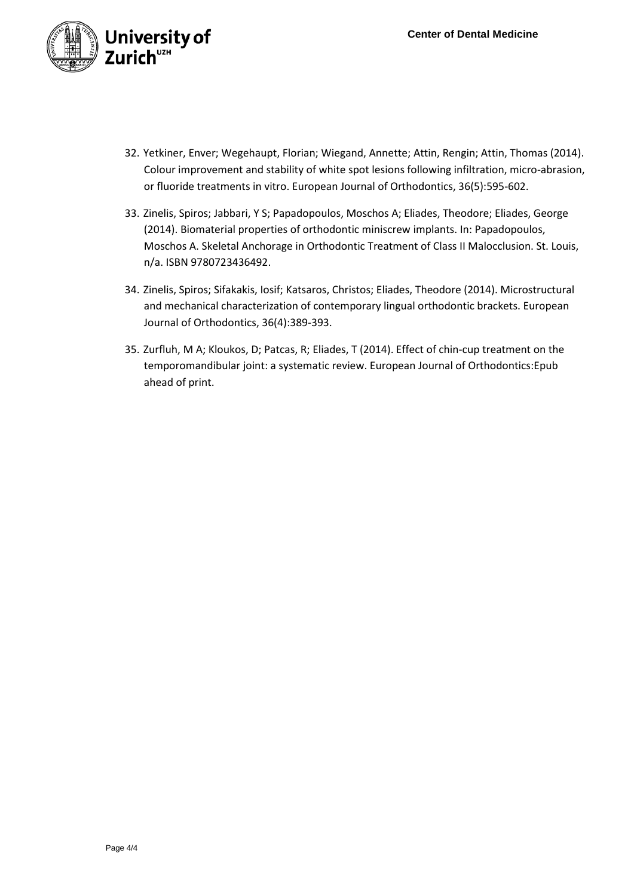32. Yetkiner, Enver; Wegehaupt, Florian; Wiegand, Annette; Attin, Rengin; Attin, Thomas (2014). Colour improvement and stability of white spot lesions following infiltration, micro-abrasion, or fluoride treatments in vitro. European Journal of Orthodontics, 36(5):595-602.

33. Zinelis, Spiros; Jabbari, Y S; Papadopoulos, Moschos A; Eliades, Theodore; Eliades, George (2014). Biomaterial properties of orthodontic miniscrew implants. In: Papadopoulos, Moschos A. Skeletal Anchorage in Orthodontic Treatment of Class II Malocclusion. St. Louis, n/a. ISBN 9780723436492.

34. Zinelis, Spiros; Sifakakis, Iosif; Katsaros, Christos; Eliades, Theodore (2014). Microstructural and mechanical characterization of contemporary lingual orthodontic brackets. European Journal of Orthodontics, 36(4):389-393.

35. Zurfluh, M A; Kloukos, D; Patcas, R; Eliades, T (2014). Effect of chin-cup treatment on the temporomandibular joint: a systematic review. European Journal of Orthodontics:Epub ahead of print.